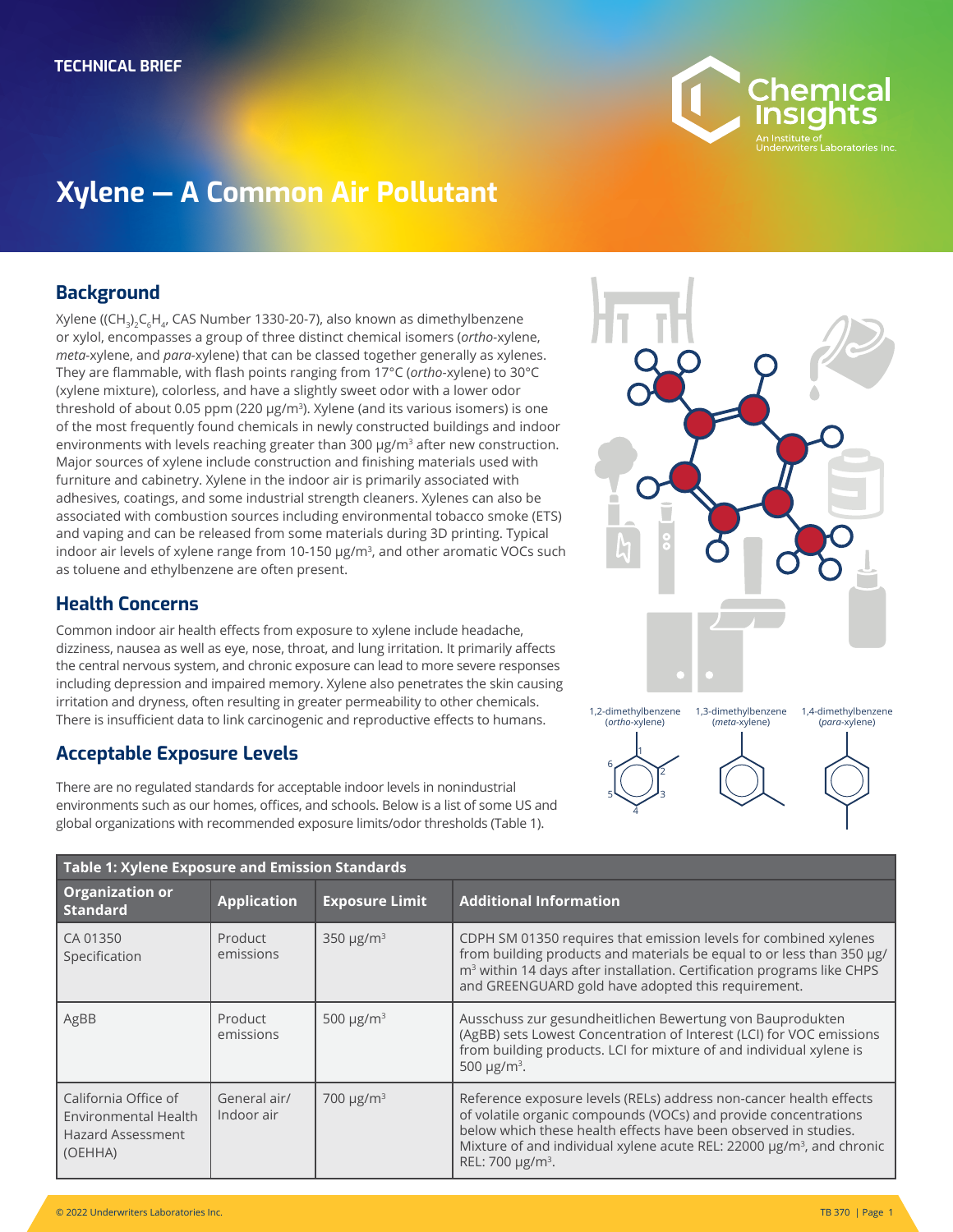TECHNICAL BRIEF

# Xylene — A Common Air Pollutant

## Background

Xylene ($(CH_3)_2C_6H_4$, CAS Number 1330-20-7), also known as dimethylbenzene or xylol, encompasses a group of three distinct chemical isomers (*ortho*-xylene, *meta*-xylene, and *para*-xylene) that can be classed together generally as xylenes. They are flammable, with flash points ranging from 17°C (*ortho*-xylene) to 30°C (xylene mixture), colorless, and have a slightly sweet odor with a lower odor threshold of about 0.05 ppm (220 µg/m$^3$). Xylene (and its various isomers) is one of the most frequently found chemicals in newly constructed buildings and indoor environments with levels reaching greater than 300 µg/m$^3$ after new construction. Major sources of xylene include construction and finishing materials used with furniture and cabinetry. Xylene in the indoor air is primarily associated with adhesives, coatings, and some industrial strength cleaners. Xylenes can also be associated with combustion sources including environmental tobacco smoke (ETS) and vaping and can be released from some materials during 3D printing. Typical indoor air levels of xylene range from 10-150 µg/m$^3$, and other aromatic VOCs such as toluene and ethylbenzene are often present.

1,2-dimethylbenzene (*ortho*-xylene) 1,3-dimethylbenzene (*meta*-xylene) 1,4-dimethylbenzene (*para*-xylene)

## Health Concerns

Common indoor air health effects from exposure to xylene include headache, dizziness, nausea as well as eye, nose, throat, and lung irritation. It primarily affects the central nervous system, and chronic exposure can lead to more severe responses including depression and impaired memory. Xylene also penetrates the skin causing irritation and dryness, often resulting in greater permeability to other chemicals. There is insufficient data to link carcinogenic and reproductive effects to humans.

## Acceptable Exposure Levels

There are no regulated standards for acceptable indoor levels in nonindustrial environments such as our homes, offices, and schools. Below is a list of some US and global organizations with recommended exposure limits/odor thresholds (Table 1).

**Table 1: Xylene Exposure and Emission Standards**

| Organization or Standard | Application | Exposure Limit | Additional Information |
|---|---|---|---|
| CA 01350 Specification | Product emissions | 350 µg/m$^3$ | CDPH SM 01350 requires that emission levels for combined xylenes from building products and materials be equal to or less than 350 µg/m$^3$ within 14 days after installation. Certification programs like CHPS and GREENGUARD gold have adopted this requirement. |
| AgBB | Product emissions | 500 µg/m$^3$ | Ausschuss zur gesundheitlichen Bewertung von Bauprodukten (AgBB) sets Lowest Concentration of Interest (LCI) for VOC emissions from building products. LCI for mixture of and individual xylene is 500 µg/m$^3$. |
| California Office of Environmental Health Hazard Assessment (OEHHA) | General air/ Indoor air | 700 µg/m$^3$ | Reference exposure levels (RELs) address non-cancer health effects of volatile organic compounds (VOCs) and provide concentrations below which these health effects have been observed in studies. Mixture of and individual xylene acute REL: 22000 µg/m$^3$, and chronic REL: 700 µg/m$^3$. |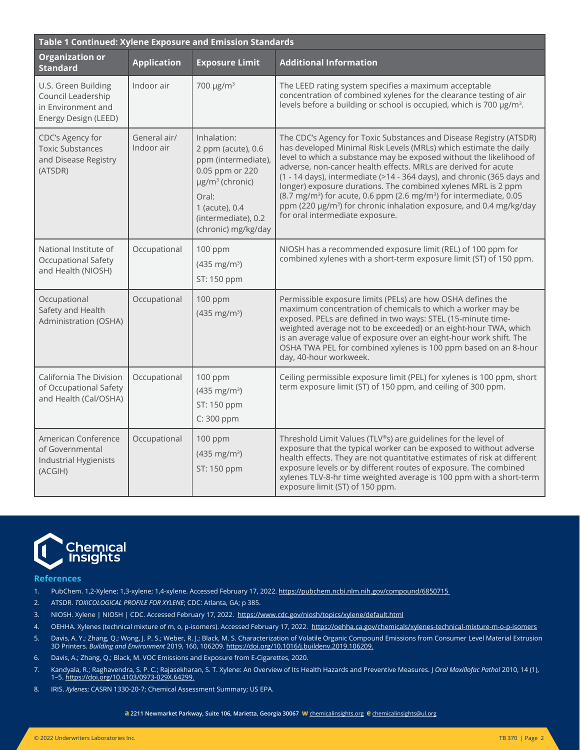| Table 1 Continued: Xylene Exposure and Emission Standards | | | |
|---|---|---|---|
| **Organization or Standard** | **Application** | **Exposure Limit** | **Additional Information** |
| U.S. Green Building Council Leadership in Environment and Energy Design (LEED) | Indoor air | 700 μg/m³ | The LEED rating system specifies a maximum acceptable concentration of combined xylenes for the clearance testing of air levels before a building or school is occupied, which is 700 μg/m³. |
| CDC's Agency for Toxic Substances and Disease Registry (ATSDR) | General air/ Indoor air | Inhalation: 2 ppm (acute), 0.6 ppm (intermediate), 0.05 ppm or 220 μg/m³ (chronic) Oral: 1 (acute), 0.4 (intermediate), 0.2 (chronic) mg/kg/day | The CDC's Agency for Toxic Substances and Disease Registry (ATSDR) has developed Minimal Risk Levels (MRLs) which estimate the daily level to which a substance may be exposed without the likelihood of adverse, non-cancer health effects. MRLs are derived for acute (1 - 14 days), intermediate (>14 - 364 days), and chronic (365 days and longer) exposure durations. The combined xylenes MRL is 2 ppm (8.7 mg/m³) for acute, 0.6 ppm (2.6 mg/m³) for intermediate, 0.05 ppm (220 μg/m³) for chronic inhalation exposure, and 0.4 mg/kg/day for oral intermediate exposure. |
| National Institute of Occupational Safety and Health (NIOSH) | Occupational | 100 ppm (435 mg/m³) ST: 150 ppm | NIOSH has a recommended exposure limit (REL) of 100 ppm for combined xylenes with a short-term exposure limit (ST) of 150 ppm. |
| Occupational Safety and Health Administration (OSHA) | Occupational | 100 ppm (435 mg/m³) | Permissible exposure limits (PELs) are how OSHA defines the maximum concentration of chemicals to which a worker may be exposed. PELs are defined in two ways: STEL (15-minute time-weighted average not to be exceeded) or an eight-hour TWA, which is an average value of exposure over an eight-hour work shift. The OSHA TWA PEL for combined xylenes is 100 ppm based on an 8-hour day, 40-hour workweek. |
| California The Division of Occupational Safety and Health (Cal/OSHA) | Occupational | 100 ppm (435 mg/m³) ST: 150 ppm C: 300 ppm | Ceiling permissible exposure limit (PEL) for xylenes is 100 ppm, short term exposure limit (ST) of 150 ppm, and ceiling of 300 ppm. |
| American Conference of Governmental Industrial Hygienists (ACGIH) | Occupational | 100 ppm (435 mg/m³) ST: 150 ppm | Threshold Limit Values (TLV®s) are guidelines for the level of exposure that the typical worker can be exposed to without adverse health effects. They are not quantitative estimates of risk at different exposure levels or by different routes of exposure. The combined xylenes TLV-8-hr time weighted average is 100 ppm with a short-term exposure limit (ST) of 150 ppm. |

Chemical Insights

## References

1. PubChem. 1,2-Xylene; 1,3-xylene; 1,4-xylene. Accessed February 17, 2022. https://pubchem.ncbi.nlm.nih.gov/compound/6850715
2. ATSDR. *TOXICOLOGICAL PROFILE FOR XYLENE*; CDC: Atlanta, GA; p 385.
3. NIOSH. Xylene | NIOSH | CDC. Accessed February 17, 2022. https://www.cdc.gov/niosh/topics/xylene/default.html
4. OEHHA. Xylenes (technical mixture of m, o, p-isomers). Accessed February 17, 2022. https://oehha.ca.gov/chemicals/xylenes-technical-mixture-m-o-p-isomers
5. Davis, A. Y.; Zhang, Q.; Wong, J. P. S.; Weber, R. J.; Black, M. S. Characterization of Volatile Organic Compound Emissions from Consumer Level Material Extrusion 3D Printers. *Building and Environment* 2019, 160, 106209. https://doi.org/10.1016/j.buildenv.2019.106209.
6. Davis, A.; Zhang, Q.; Black, M. VOC Emissions and Exposure from E-Cigarettes, 2020.
7. Kandyala, R.; Raghavendra, S. P. C.; Rajasekharan, S. T. Xylene: An Overview of Its Health Hazards and Preventive Measures. J *Oral Maxillofac Pathol* 2010, 14 (1), 1–5. https://doi.org/10.4103/0973-029X.64299.
8. IRIS. *Xylenes*; CASRN 1330-20-7; Chemical Assessment Summary; US EPA.

**a** 2211 Newmarket Parkway, Suite 106, Marietta, Georgia 30067 **w** chemicalinsights.org **e** chemicalinsights@ul.org

© 2022 Underwriters Laboratories Inc.

TB 370